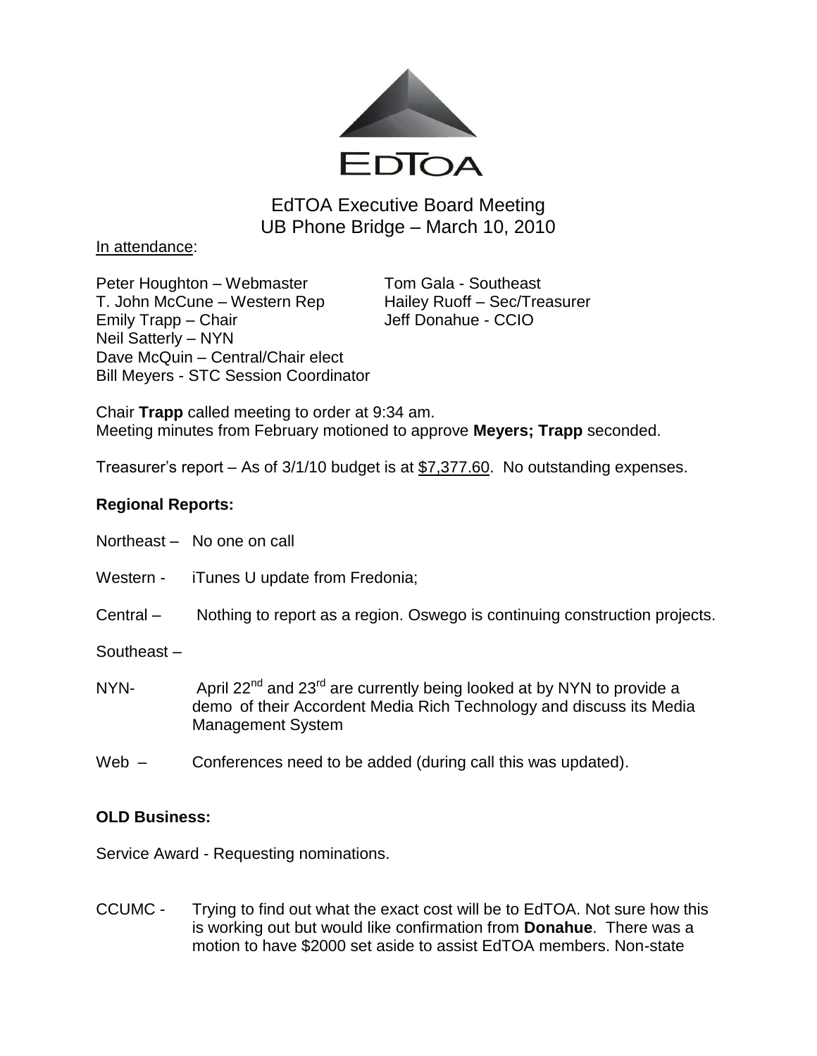EDTOA

# EdTOA Executive Board Meeting
## UB Phone Bridge – March 10, 2010

In attendance:

Peter Houghton – Webmaster
T. John McCune – Western Rep
Emily Trapp – Chair
Neil Satterly – NYN
Dave McQuin – Central/Chair elect
Bill Meyers - STC Session Coordinator
Tom Gala - Southeast
Hailey Ruoff – Sec/Treasurer
Jeff Donahue - CCIO

Chair **Trapp** called meeting to order at 9:34 am.
Meeting minutes from February motioned to approve **Meyers; Trapp** seconded.

Treasurer's report – As of 3/1/10 budget is at $7,377.60. No outstanding expenses.

**Regional Reports:**

Northeast – No one on call

Western - iTunes U update from Fredonia;

Central – Nothing to report as a region. Oswego is continuing construction projects.

Southeast –

NYN- April 22nd and 23rd are currently being looked at by NYN to provide a demo of their Accordent Media Rich Technology and discuss its Media Management System

Web – Conferences need to be added (during call this was updated).

**OLD Business:**

Service Award - Requesting nominations.

CCUMC - Trying to find out what the exact cost will be to EdTOA. Not sure how this is working out but would like confirmation from **Donahue**. There was a motion to have $2000 set aside to assist EdTOA members. Non-state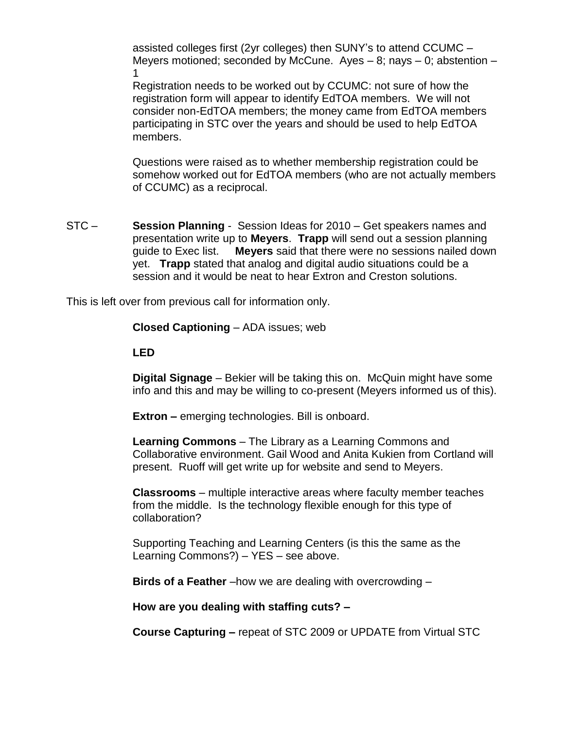assisted colleges first (2yr colleges) then SUNY's to attend CCUMC – Meyers motioned; seconded by McCune. Ayes – 8; nays – 0; abstention – 1

Registration needs to be worked out by CCUMC: not sure of how the registration form will appear to identify EdTOA members. We will not consider non-EdTOA members; the money came from EdTOA members participating in STC over the years and should be used to help EdTOA members.

Questions were raised as to whether membership registration could be somehow worked out for EdTOA members (who are not actually members of CCUMC) as a reciprocal.

STC – **Session Planning** - Session Ideas for 2010 – Get speakers names and presentation write up to **Meyers**. **Trapp** will send out a session planning guide to Exec list. **Meyers** said that there were no sessions nailed down yet. **Trapp** stated that analog and digital audio situations could be a session and it would be neat to hear Extron and Creston solutions.

This is left over from previous call for information only.

**Closed Captioning** – ADA issues; web

**LED**

**Digital Signage** – Bekier will be taking this on. McQuin might have some info and this and may be willing to co-present (Meyers informed us of this).

**Extron –** emerging technologies. Bill is onboard.

**Learning Commons** – The Library as a Learning Commons and Collaborative environment. Gail Wood and Anita Kukien from Cortland will present. Ruoff will get write up for website and send to Meyers.

**Classrooms** – multiple interactive areas where faculty member teaches from the middle. Is the technology flexible enough for this type of collaboration?

Supporting Teaching and Learning Centers (is this the same as the Learning Commons?) – YES – see above.

**Birds of a Feather** –how we are dealing with overcrowding –

**How are you dealing with staffing cuts? –**

**Course Capturing –** repeat of STC 2009 or UPDATE from Virtual STC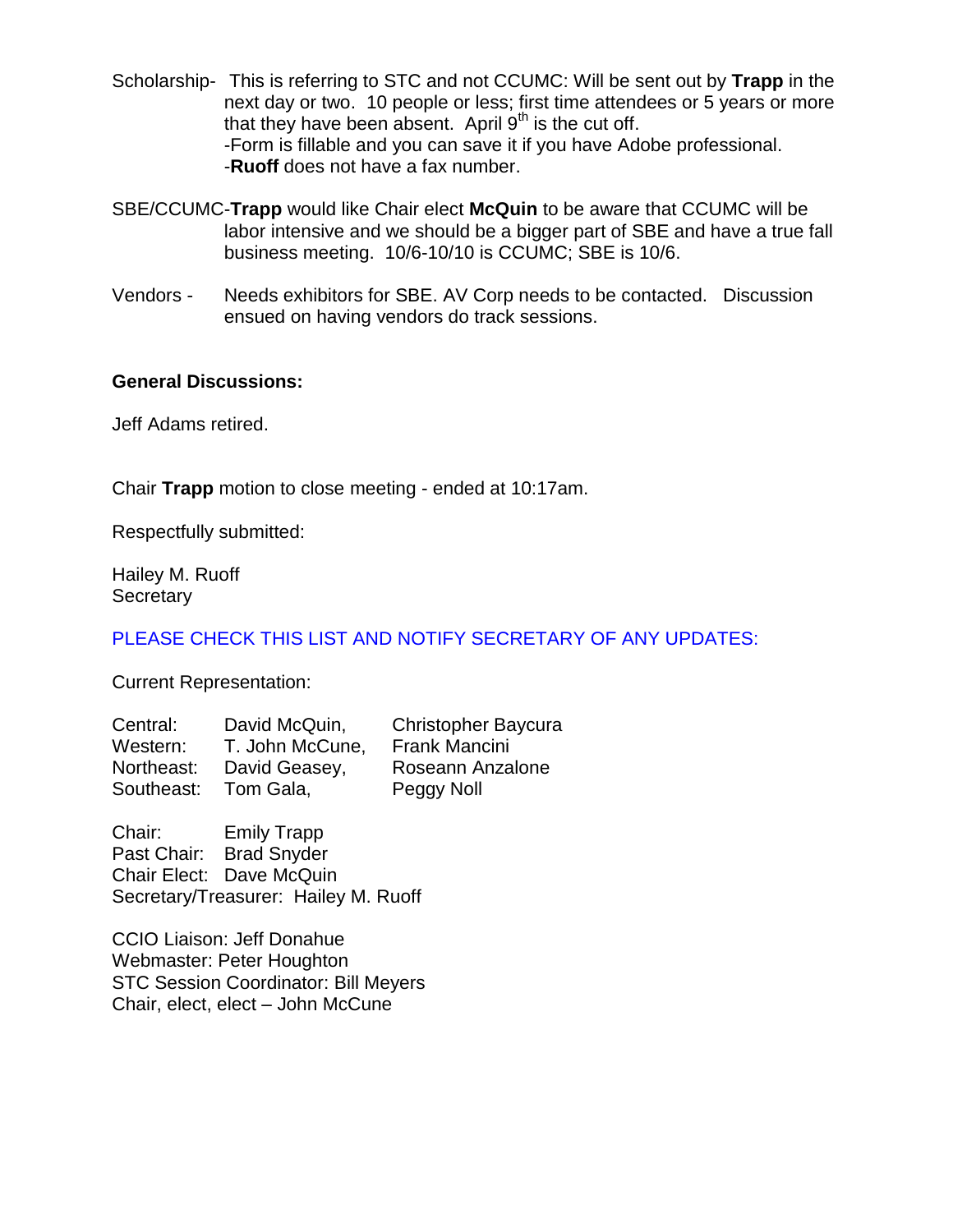Scholarship- This is referring to STC and not CCUMC: Will be sent out by **Trapp** in the next day or two. 10 people or less; first time attendees or 5 years or more that they have been absent. April 9th is the cut off.
-Form is fillable and you can save it if you have Adobe professional.
-**Ruoff** does not have a fax number.

SBE/CCUMC-**Trapp** would like Chair elect **McQuin** to be aware that CCUMC will be labor intensive and we should be a bigger part of SBE and have a true fall business meeting. 10/6-10/10 is CCUMC; SBE is 10/6.

Vendors - Needs exhibitors for SBE. AV Corp needs to be contacted. Discussion ensued on having vendors do track sessions.

**General Discussions:**

Jeff Adams retired.

Chair **Trapp** motion to close meeting - ended at 10:17am.

Respectfully submitted:

Hailey M. Ruoff
Secretary

PLEASE CHECK THIS LIST AND NOTIFY SECRETARY OF ANY UPDATES:

Current Representation:

| | | |
|---|---|---|
| Central: | David McQuin, | Christopher Baycura |
| Western: | T. John McCune, | Frank Mancini |
| Northeast: | David Geasey, | Roseann Anzalone |
| Southeast: | Tom Gala, | Peggy Noll |

Chair: Emily Trapp
Past Chair: Brad Snyder
Chair Elect: Dave McQuin
Secretary/Treasurer: Hailey M. Ruoff

CCIO Liaison: Jeff Donahue
Webmaster: Peter Houghton
STC Session Coordinator: Bill Meyers
Chair, elect, elect – John McCune